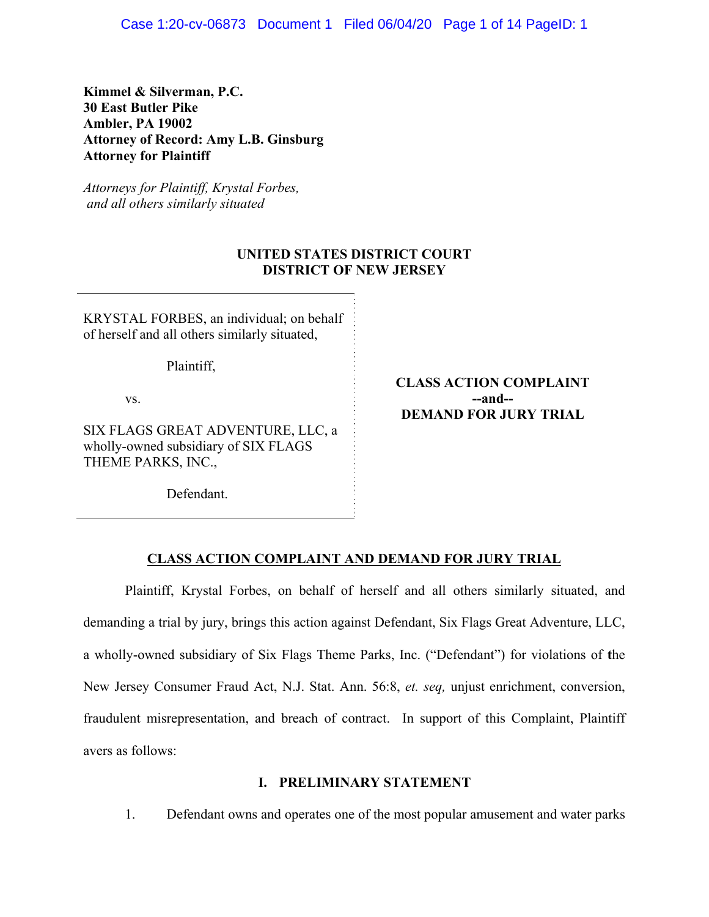**Kimmel & Silverman, P.C.**
**30 East Butler Pike**
**Ambler, PA 19002**
**Attorney of Record: Amy L.B. Ginsburg**
**Attorney for Plaintiff**

*Attorneys for Plaintiff, Krystal Forbes, and all others similarly situated*

**UNITED STATES DISTRICT COURT**
**DISTRICT OF NEW JERSEY**

KRYSTAL FORBES, an individual; on behalf of herself and all others similarly situated,

Plaintiff,

vs.

SIX FLAGS GREAT ADVENTURE, LLC, a wholly-owned subsidiary of SIX FLAGS THEME PARKS, INC.,

Defendant.

**CLASS ACTION COMPLAINT**
**--and--**
**DEMAND FOR JURY TRIAL**

**CLASS ACTION COMPLAINT AND DEMAND FOR JURY TRIAL**

Plaintiff, Krystal Forbes, on behalf of herself and all others similarly situated, and demanding a trial by jury, brings this action against Defendant, Six Flags Great Adventure, LLC, a wholly-owned subsidiary of Six Flags Theme Parks, Inc. ("Defendant") for violations of the New Jersey Consumer Fraud Act, N.J. Stat. Ann. 56:8, *et. seq,* unjust enrichment, conversion, fraudulent misrepresentation, and breach of contract. In support of this Complaint, Plaintiff avers as follows:

## I. PRELIMINARY STATEMENT

1. Defendant owns and operates one of the most popular amusement and water parks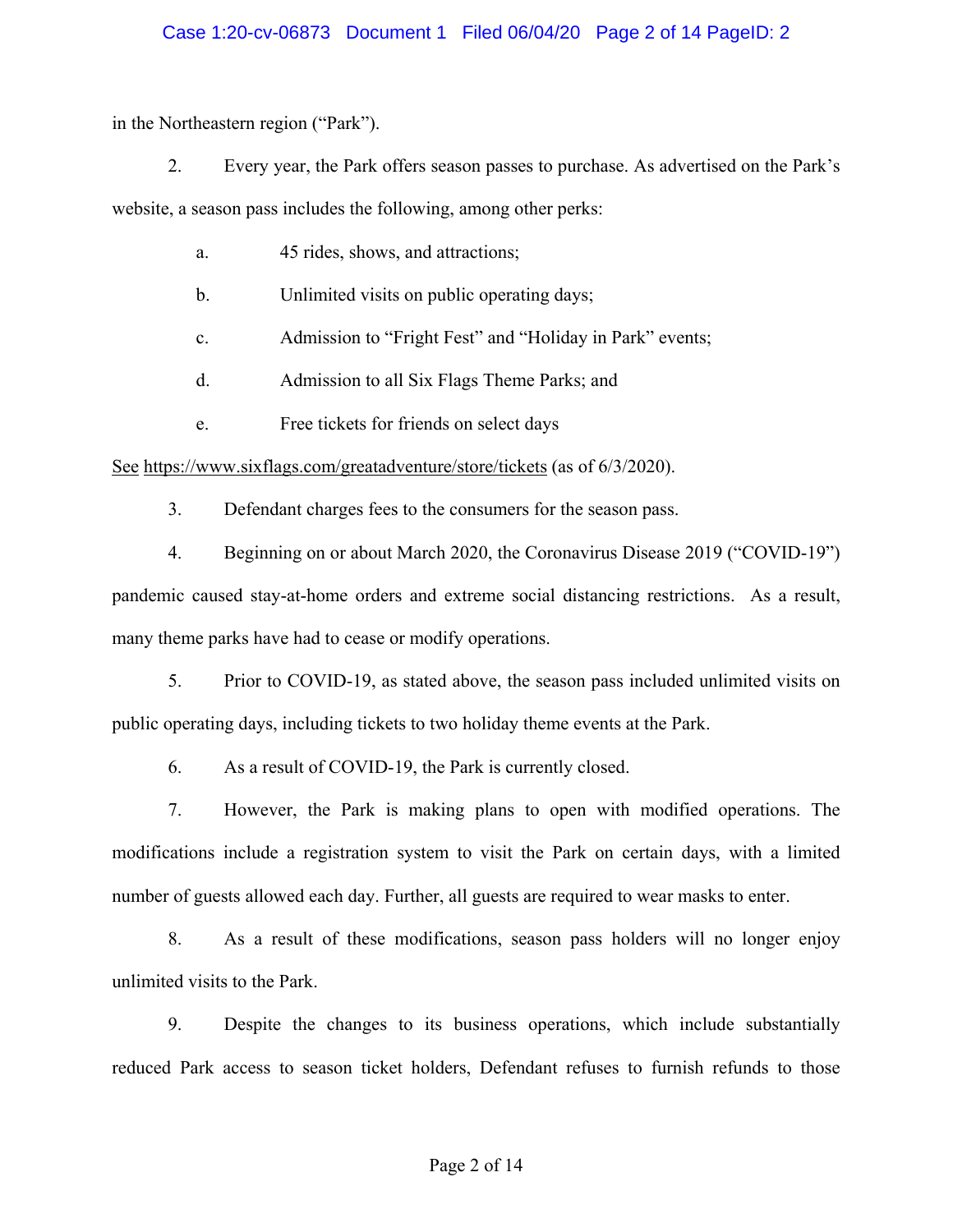in the Northeastern region ("Park").

2. Every year, the Park offers season passes to purchase. As advertised on the Park's website, a season pass includes the following, among other perks:

a. 45 rides, shows, and attractions;

b. Unlimited visits on public operating days;

c. Admission to "Fright Fest" and "Holiday in Park" events;

d. Admission to all Six Flags Theme Parks; and

e. Free tickets for friends on select days

See https://www.sixflags.com/greatadventure/store/tickets (as of 6/3/2020).

3. Defendant charges fees to the consumers for the season pass.

4. Beginning on or about March 2020, the Coronavirus Disease 2019 ("COVID-19") pandemic caused stay-at-home orders and extreme social distancing restrictions. As a result, many theme parks have had to cease or modify operations.

5. Prior to COVID-19, as stated above, the season pass included unlimited visits on public operating days, including tickets to two holiday theme events at the Park.

6. As a result of COVID-19, the Park is currently closed.

7. However, the Park is making plans to open with modified operations. The modifications include a registration system to visit the Park on certain days, with a limited number of guests allowed each day. Further, all guests are required to wear masks to enter.

8. As a result of these modifications, season pass holders will no longer enjoy unlimited visits to the Park.

9. Despite the changes to its business operations, which include substantially reduced Park access to season ticket holders, Defendant refuses to furnish refunds to those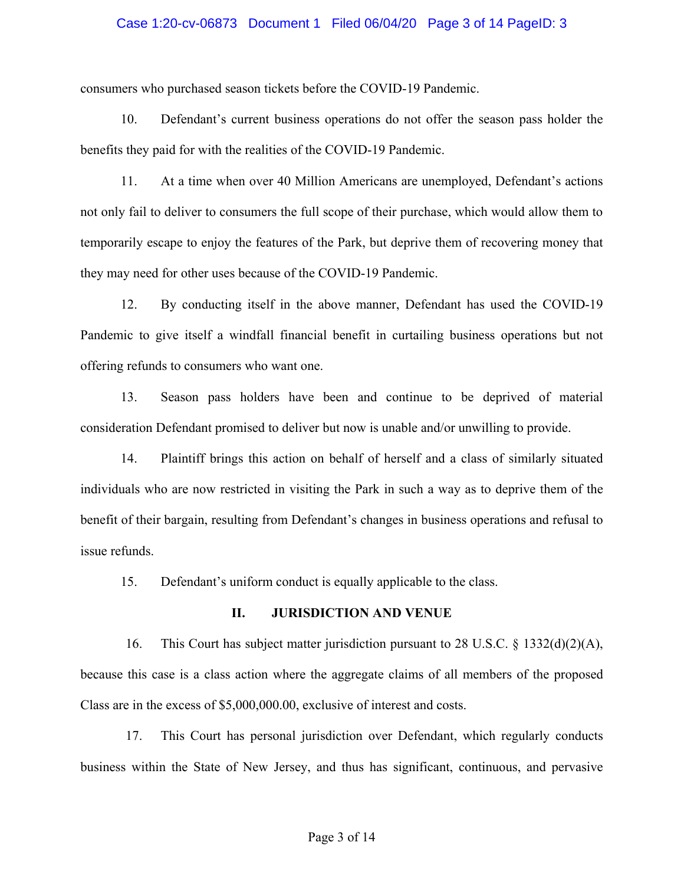consumers who purchased season tickets before the COVID-19 Pandemic.

10. Defendant's current business operations do not offer the season pass holder the benefits they paid for with the realities of the COVID-19 Pandemic.

11. At a time when over 40 Million Americans are unemployed, Defendant's actions not only fail to deliver to consumers the full scope of their purchase, which would allow them to temporarily escape to enjoy the features of the Park, but deprive them of recovering money that they may need for other uses because of the COVID-19 Pandemic.

12. By conducting itself in the above manner, Defendant has used the COVID-19 Pandemic to give itself a windfall financial benefit in curtailing business operations but not offering refunds to consumers who want one.

13. Season pass holders have been and continue to be deprived of material consideration Defendant promised to deliver but now is unable and/or unwilling to provide.

14. Plaintiff brings this action on behalf of herself and a class of similarly situated individuals who are now restricted in visiting the Park in such a way as to deprive them of the benefit of their bargain, resulting from Defendant's changes in business operations and refusal to issue refunds.

15. Defendant's uniform conduct is equally applicable to the class.

## II. JURISDICTION AND VENUE

16. This Court has subject matter jurisdiction pursuant to 28 U.S.C. § 1332(d)(2)(A), because this case is a class action where the aggregate claims of all members of the proposed Class are in the excess of $5,000,000.00, exclusive of interest and costs.

17. This Court has personal jurisdiction over Defendant, which regularly conducts business within the State of New Jersey, and thus has significant, continuous, and pervasive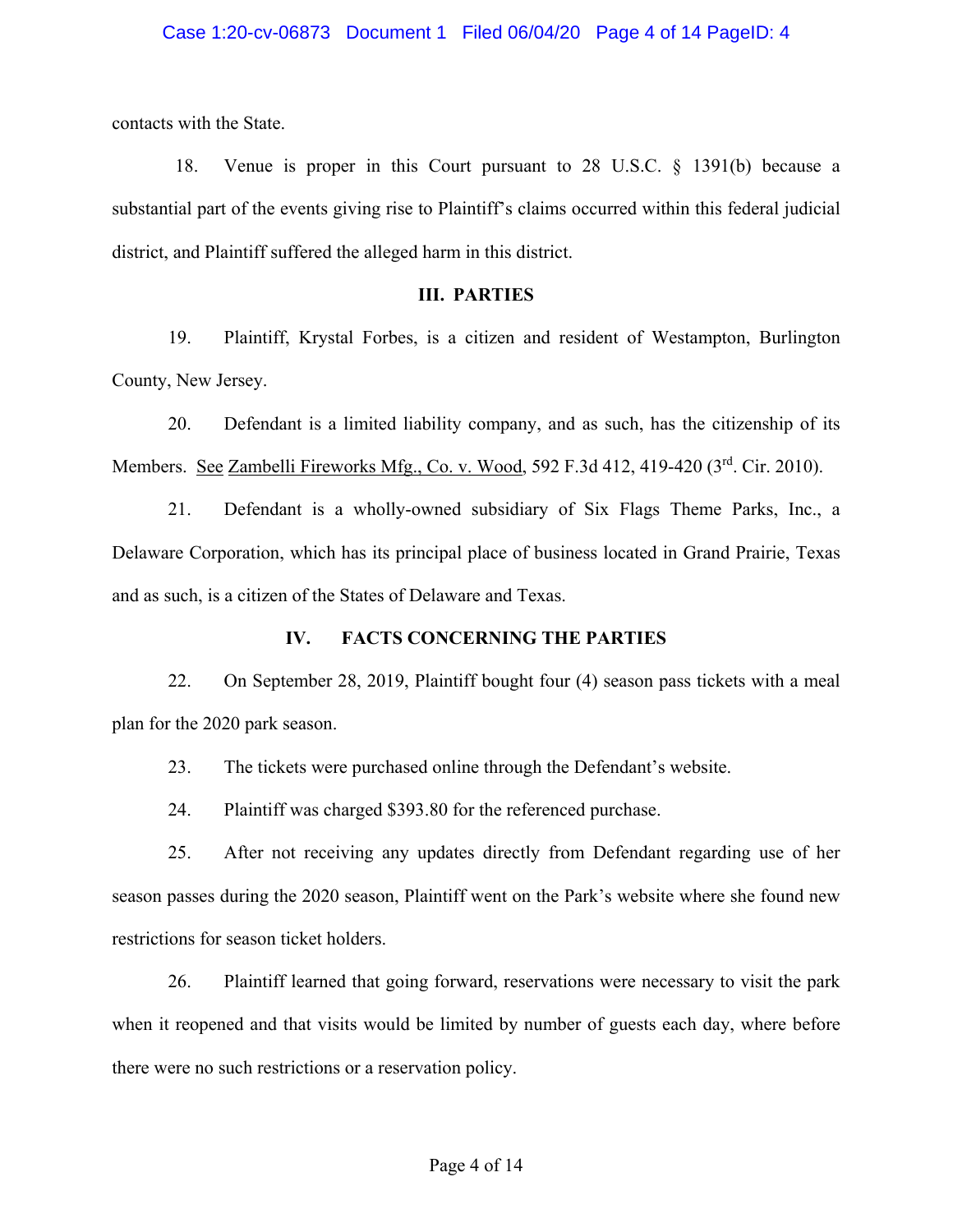contacts with the State.

18. Venue is proper in this Court pursuant to 28 U.S.C. § 1391(b) because a substantial part of the events giving rise to Plaintiff's claims occurred within this federal judicial district, and Plaintiff suffered the alleged harm in this district.

## III. PARTIES

19. Plaintiff, Krystal Forbes, is a citizen and resident of Westampton, Burlington County, New Jersey.

20. Defendant is a limited liability company, and as such, has the citizenship of its Members. See Zambelli Fireworks Mfg., Co. v. Wood, 592 F.3d 412, 419-420 (3rd. Cir. 2010).

21. Defendant is a wholly-owned subsidiary of Six Flags Theme Parks, Inc., a Delaware Corporation, which has its principal place of business located in Grand Prairie, Texas and as such, is a citizen of the States of Delaware and Texas.

## IV. FACTS CONCERNING THE PARTIES

22. On September 28, 2019, Plaintiff bought four (4) season pass tickets with a meal plan for the 2020 park season.

23. The tickets were purchased online through the Defendant's website.

24. Plaintiff was charged $393.80 for the referenced purchase.

25. After not receiving any updates directly from Defendant regarding use of her season passes during the 2020 season, Plaintiff went on the Park's website where she found new restrictions for season ticket holders.

26. Plaintiff learned that going forward, reservations were necessary to visit the park when it reopened and that visits would be limited by number of guests each day, where before there were no such restrictions or a reservation policy.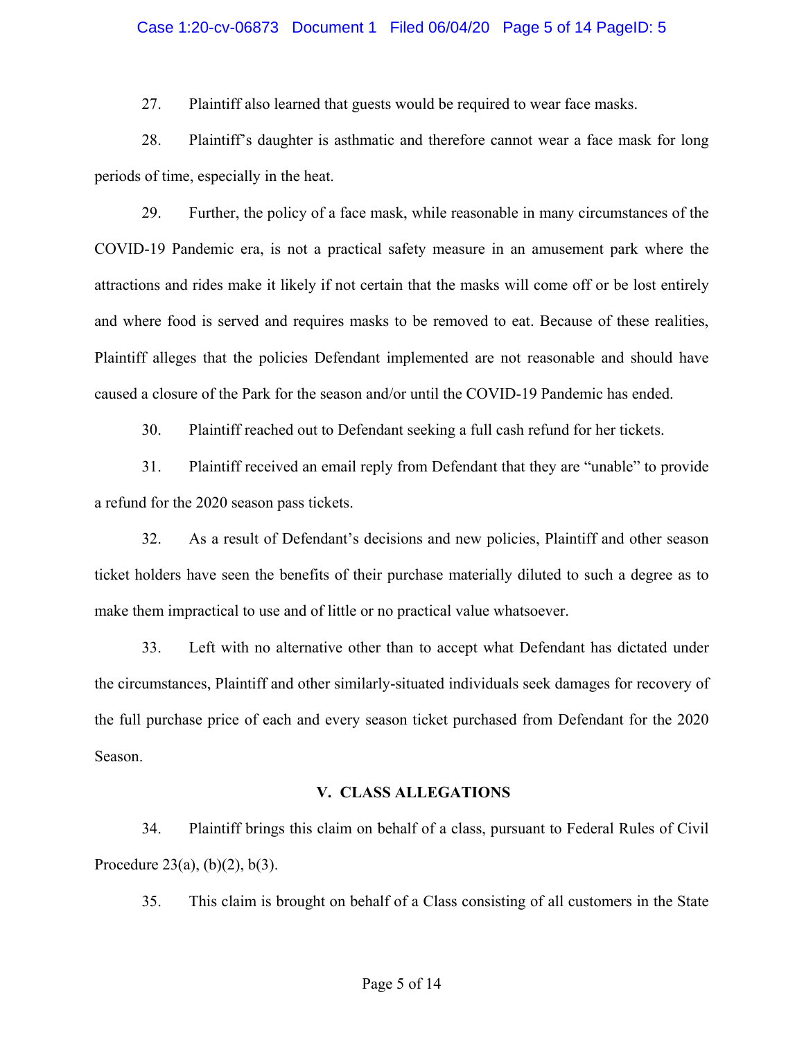27. Plaintiff also learned that guests would be required to wear face masks.

28. Plaintiff's daughter is asthmatic and therefore cannot wear a face mask for long periods of time, especially in the heat.

29. Further, the policy of a face mask, while reasonable in many circumstances of the COVID-19 Pandemic era, is not a practical safety measure in an amusement park where the attractions and rides make it likely if not certain that the masks will come off or be lost entirely and where food is served and requires masks to be removed to eat. Because of these realities, Plaintiff alleges that the policies Defendant implemented are not reasonable and should have caused a closure of the Park for the season and/or until the COVID-19 Pandemic has ended.

30. Plaintiff reached out to Defendant seeking a full cash refund for her tickets.

31. Plaintiff received an email reply from Defendant that they are "unable" to provide a refund for the 2020 season pass tickets.

32. As a result of Defendant's decisions and new policies, Plaintiff and other season ticket holders have seen the benefits of their purchase materially diluted to such a degree as to make them impractical to use and of little or no practical value whatsoever.

33. Left with no alternative other than to accept what Defendant has dictated under the circumstances, Plaintiff and other similarly-situated individuals seek damages for recovery of the full purchase price of each and every season ticket purchased from Defendant for the 2020 Season.

## V. CLASS ALLEGATIONS

34. Plaintiff brings this claim on behalf of a class, pursuant to Federal Rules of Civil Procedure 23(a), (b)(2), b(3).

35. This claim is brought on behalf of a Class consisting of all customers in the State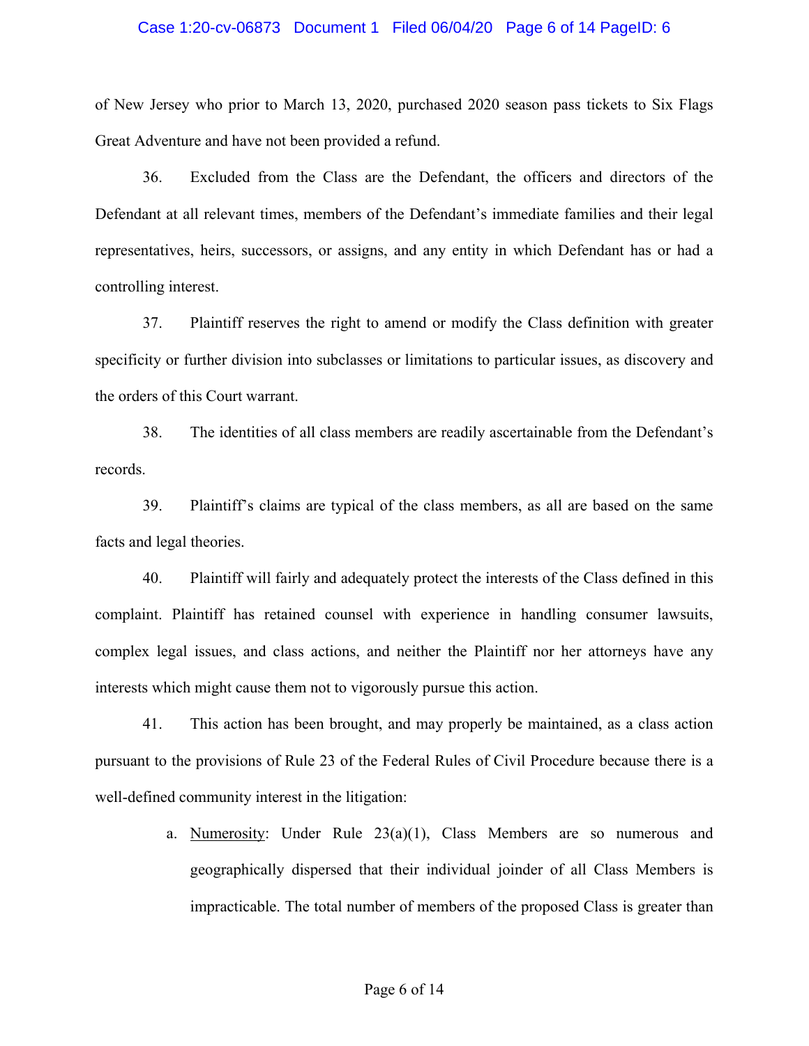of New Jersey who prior to March 13, 2020, purchased 2020 season pass tickets to Six Flags Great Adventure and have not been provided a refund.

36. Excluded from the Class are the Defendant, the officers and directors of the Defendant at all relevant times, members of the Defendant's immediate families and their legal representatives, heirs, successors, or assigns, and any entity in which Defendant has or had a controlling interest.

37. Plaintiff reserves the right to amend or modify the Class definition with greater specificity or further division into subclasses or limitations to particular issues, as discovery and the orders of this Court warrant.

38. The identities of all class members are readily ascertainable from the Defendant's records.

39. Plaintiff's claims are typical of the class members, as all are based on the same facts and legal theories.

40. Plaintiff will fairly and adequately protect the interests of the Class defined in this complaint. Plaintiff has retained counsel with experience in handling consumer lawsuits, complex legal issues, and class actions, and neither the Plaintiff nor her attorneys have any interests which might cause them not to vigorously pursue this action.

41. This action has been brought, and may properly be maintained, as a class action pursuant to the provisions of Rule 23 of the Federal Rules of Civil Procedure because there is a well-defined community interest in the litigation:

a. Numerosity: Under Rule 23(a)(1), Class Members are so numerous and geographically dispersed that their individual joinder of all Class Members is impracticable. The total number of members of the proposed Class is greater than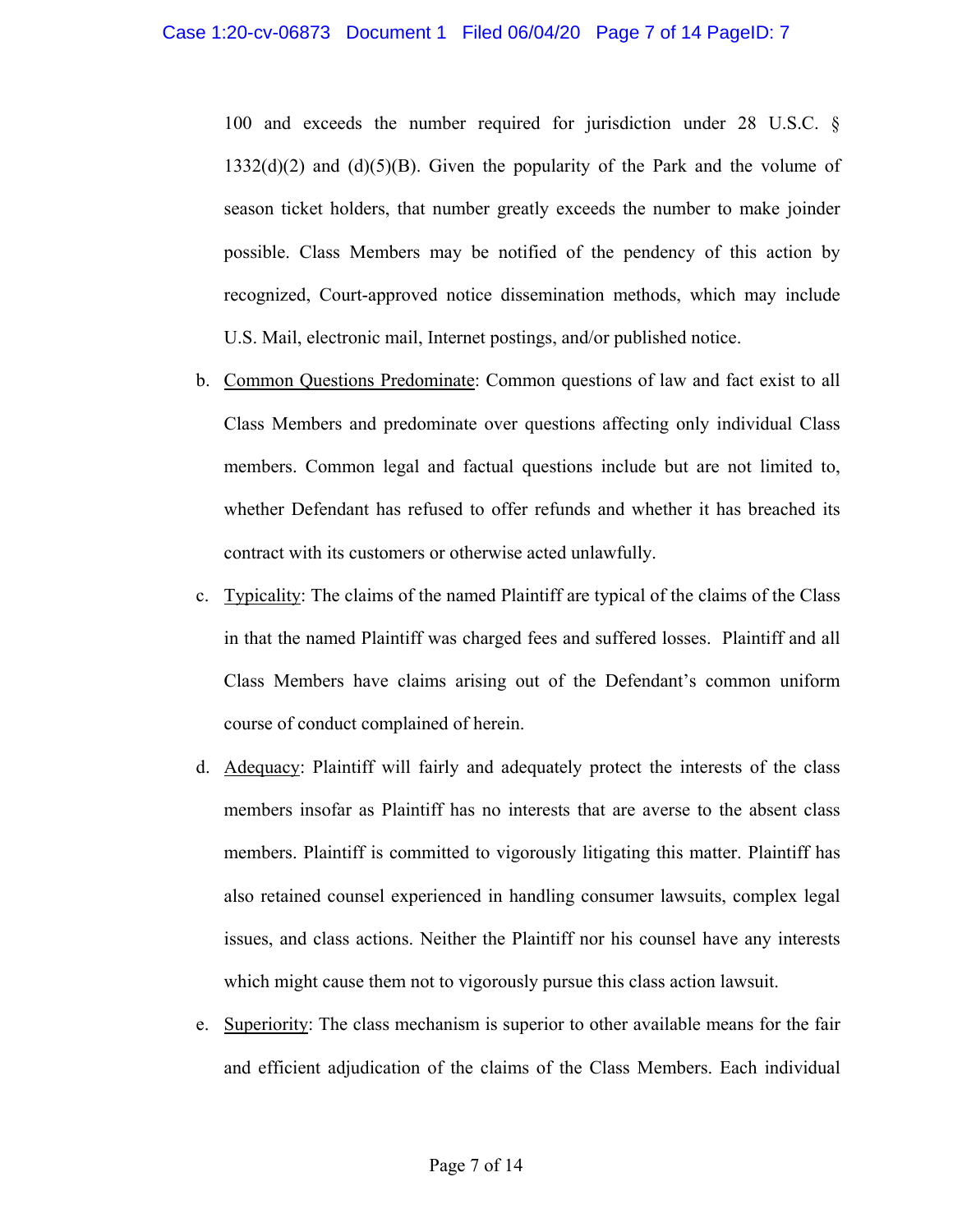100 and exceeds the number required for jurisdiction under 28 U.S.C. § 1332(d)(2) and (d)(5)(B). Given the popularity of the Park and the volume of season ticket holders, that number greatly exceeds the number to make joinder possible. Class Members may be notified of the pendency of this action by recognized, Court-approved notice dissemination methods, which may include U.S. Mail, electronic mail, Internet postings, and/or published notice.

b. Common Questions Predominate: Common questions of law and fact exist to all Class Members and predominate over questions affecting only individual Class members. Common legal and factual questions include but are not limited to, whether Defendant has refused to offer refunds and whether it has breached its contract with its customers or otherwise acted unlawfully.

c. Typicality: The claims of the named Plaintiff are typical of the claims of the Class in that the named Plaintiff was charged fees and suffered losses. Plaintiff and all Class Members have claims arising out of the Defendant's common uniform course of conduct complained of herein.

d. Adequacy: Plaintiff will fairly and adequately protect the interests of the class members insofar as Plaintiff has no interests that are averse to the absent class members. Plaintiff is committed to vigorously litigating this matter. Plaintiff has also retained counsel experienced in handling consumer lawsuits, complex legal issues, and class actions. Neither the Plaintiff nor his counsel have any interests which might cause them not to vigorously pursue this class action lawsuit.

e. Superiority: The class mechanism is superior to other available means for the fair and efficient adjudication of the claims of the Class Members. Each individual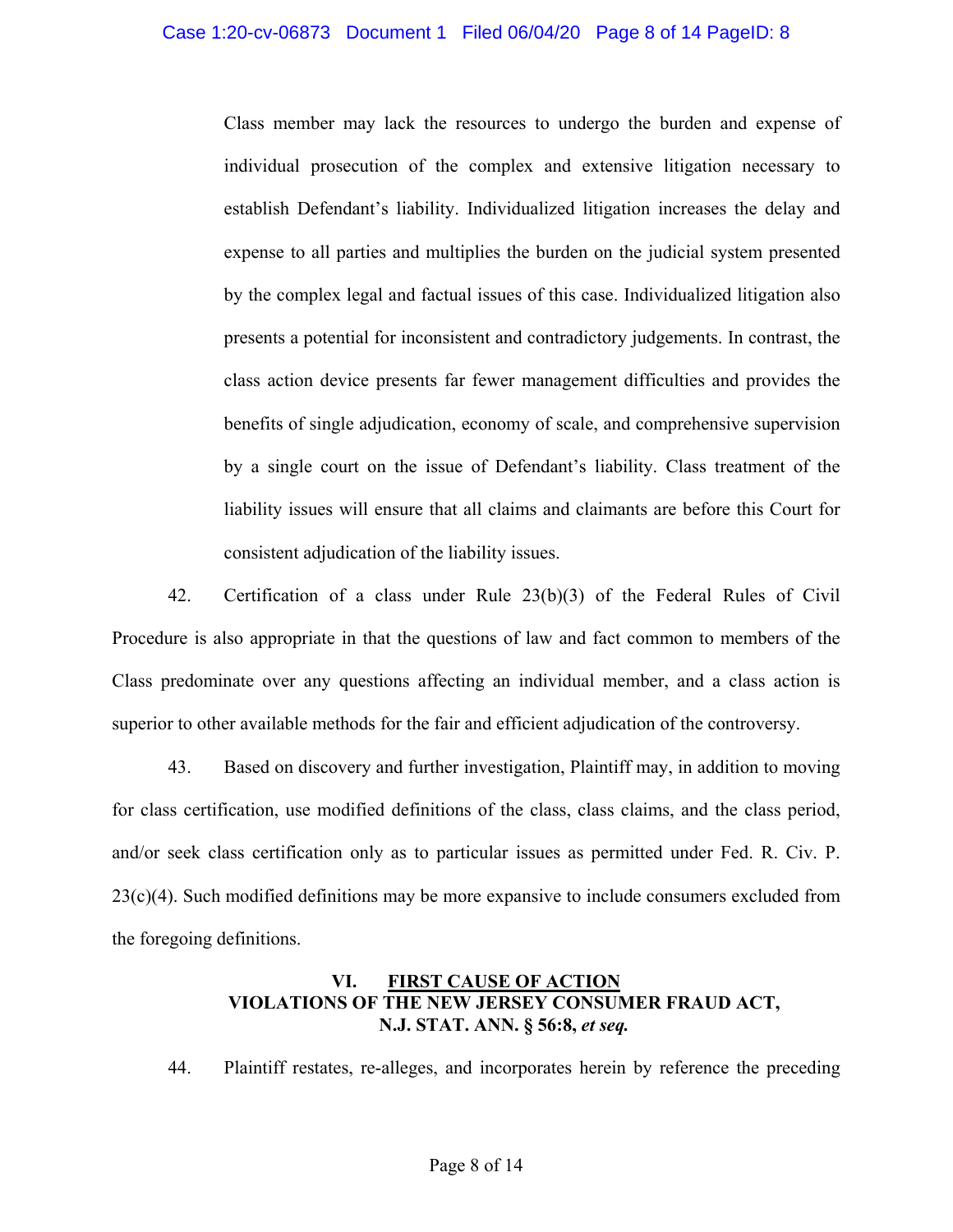Class member may lack the resources to undergo the burden and expense of individual prosecution of the complex and extensive litigation necessary to establish Defendant's liability. Individualized litigation increases the delay and expense to all parties and multiplies the burden on the judicial system presented by the complex legal and factual issues of this case. Individualized litigation also presents a potential for inconsistent and contradictory judgements. In contrast, the class action device presents far fewer management difficulties and provides the benefits of single adjudication, economy of scale, and comprehensive supervision by a single court on the issue of Defendant's liability. Class treatment of the liability issues will ensure that all claims and claimants are before this Court for consistent adjudication of the liability issues.

42. Certification of a class under Rule 23(b)(3) of the Federal Rules of Civil Procedure is also appropriate in that the questions of law and fact common to members of the Class predominate over any questions affecting an individual member, and a class action is superior to other available methods for the fair and efficient adjudication of the controversy.

43. Based on discovery and further investigation, Plaintiff may, in addition to moving for class certification, use modified definitions of the class, class claims, and the class period, and/or seek class certification only as to particular issues as permitted under Fed. R. Civ. P. 23(c)(4). Such modified definitions may be more expansive to include consumers excluded from the foregoing definitions.

## VI. <u>FIRST CAUSE OF ACTION</u> VIOLATIONS OF THE NEW JERSEY CONSUMER FRAUD ACT, N.J. STAT. ANN. § 56:8, *et seq.*

44. Plaintiff restates, re-alleges, and incorporates herein by reference the preceding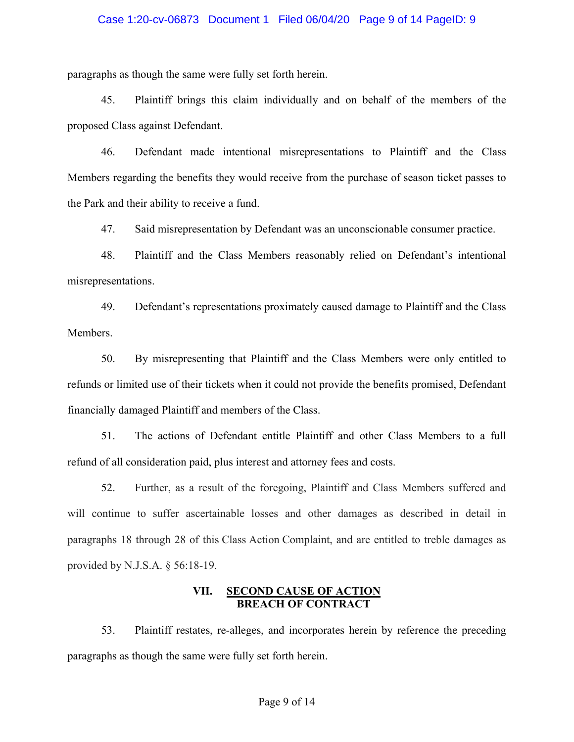paragraphs as though the same were fully set forth herein.

45. Plaintiff brings this claim individually and on behalf of the members of the proposed Class against Defendant.

46. Defendant made intentional misrepresentations to Plaintiff and the Class Members regarding the benefits they would receive from the purchase of season ticket passes to the Park and their ability to receive a fund.

47. Said misrepresentation by Defendant was an unconscionable consumer practice.

48. Plaintiff and the Class Members reasonably relied on Defendant's intentional misrepresentations.

49. Defendant's representations proximately caused damage to Plaintiff and the Class Members.

50. By misrepresenting that Plaintiff and the Class Members were only entitled to refunds or limited use of their tickets when it could not provide the benefits promised, Defendant financially damaged Plaintiff and members of the Class.

51. The actions of Defendant entitle Plaintiff and other Class Members to a full refund of all consideration paid, plus interest and attorney fees and costs.

52. Further, as a result of the foregoing, Plaintiff and Class Members suffered and will continue to suffer ascertainable losses and other damages as described in detail in paragraphs 18 through 28 of this Class Action Complaint, and are entitled to treble damages as provided by N.J.S.A. § 56:18-19.

## VII. SECOND CAUSE OF ACTION
## BREACH OF CONTRACT

53. Plaintiff restates, re-alleges, and incorporates herein by reference the preceding paragraphs as though the same were fully set forth herein.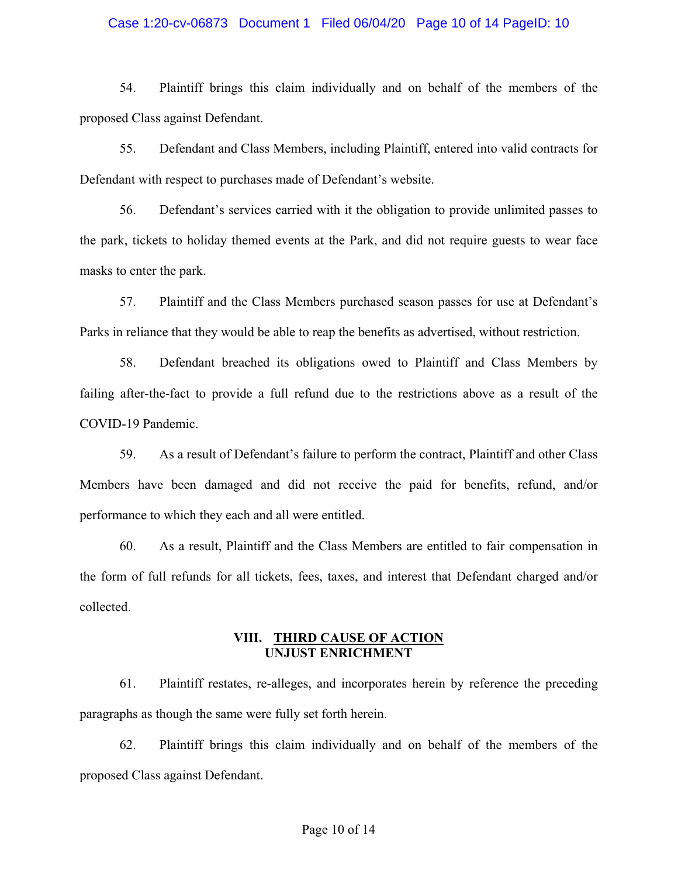54. Plaintiff brings this claim individually and on behalf of the members of the proposed Class against Defendant.

55. Defendant and Class Members, including Plaintiff, entered into valid contracts for Defendant with respect to purchases made of Defendant's website.

56. Defendant's services carried with it the obligation to provide unlimited passes to the park, tickets to holiday themed events at the Park, and did not require guests to wear face masks to enter the park.

57. Plaintiff and the Class Members purchased season passes for use at Defendant's Parks in reliance that they would be able to reap the benefits as advertised, without restriction.

58. Defendant breached its obligations owed to Plaintiff and Class Members by failing after-the-fact to provide a full refund due to the restrictions above as a result of the COVID-19 Pandemic.

59. As a result of Defendant's failure to perform the contract, Plaintiff and other Class Members have been damaged and did not receive the paid for benefits, refund, and/or performance to which they each and all were entitled.

60. As a result, Plaintiff and the Class Members are entitled to fair compensation in the form of full refunds for all tickets, fees, taxes, and interest that Defendant charged and/or collected.

## VIII. THIRD CAUSE OF ACTION
## UNJUST ENRICHMENT

61. Plaintiff restates, re-alleges, and incorporates herein by reference the preceding paragraphs as though the same were fully set forth herein.

62. Plaintiff brings this claim individually and on behalf of the members of the proposed Class against Defendant.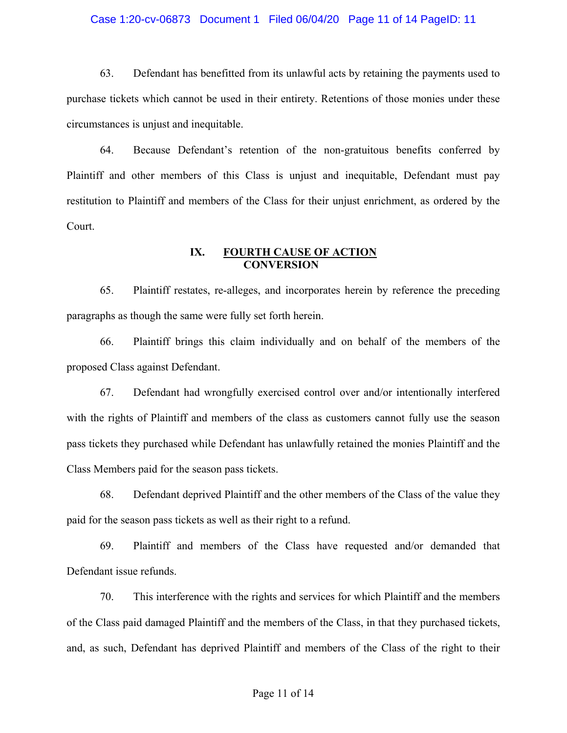63. Defendant has benefitted from its unlawful acts by retaining the payments used to purchase tickets which cannot be used in their entirety. Retentions of those monies under these circumstances is unjust and inequitable.

64. Because Defendant's retention of the non-gratuitous benefits conferred by Plaintiff and other members of this Class is unjust and inequitable, Defendant must pay restitution to Plaintiff and members of the Class for their unjust enrichment, as ordered by the Court.

## IX. FOURTH CAUSE OF ACTION
## CONVERSION

65. Plaintiff restates, re-alleges, and incorporates herein by reference the preceding paragraphs as though the same were fully set forth herein.

66. Plaintiff brings this claim individually and on behalf of the members of the proposed Class against Defendant.

67. Defendant had wrongfully exercised control over and/or intentionally interfered with the rights of Plaintiff and members of the class as customers cannot fully use the season pass tickets they purchased while Defendant has unlawfully retained the monies Plaintiff and the Class Members paid for the season pass tickets.

68. Defendant deprived Plaintiff and the other members of the Class of the value they paid for the season pass tickets as well as their right to a refund.

69. Plaintiff and members of the Class have requested and/or demanded that Defendant issue refunds.

70. This interference with the rights and services for which Plaintiff and the members of the Class paid damaged Plaintiff and the members of the Class, in that they purchased tickets, and, as such, Defendant has deprived Plaintiff and members of the Class of the right to their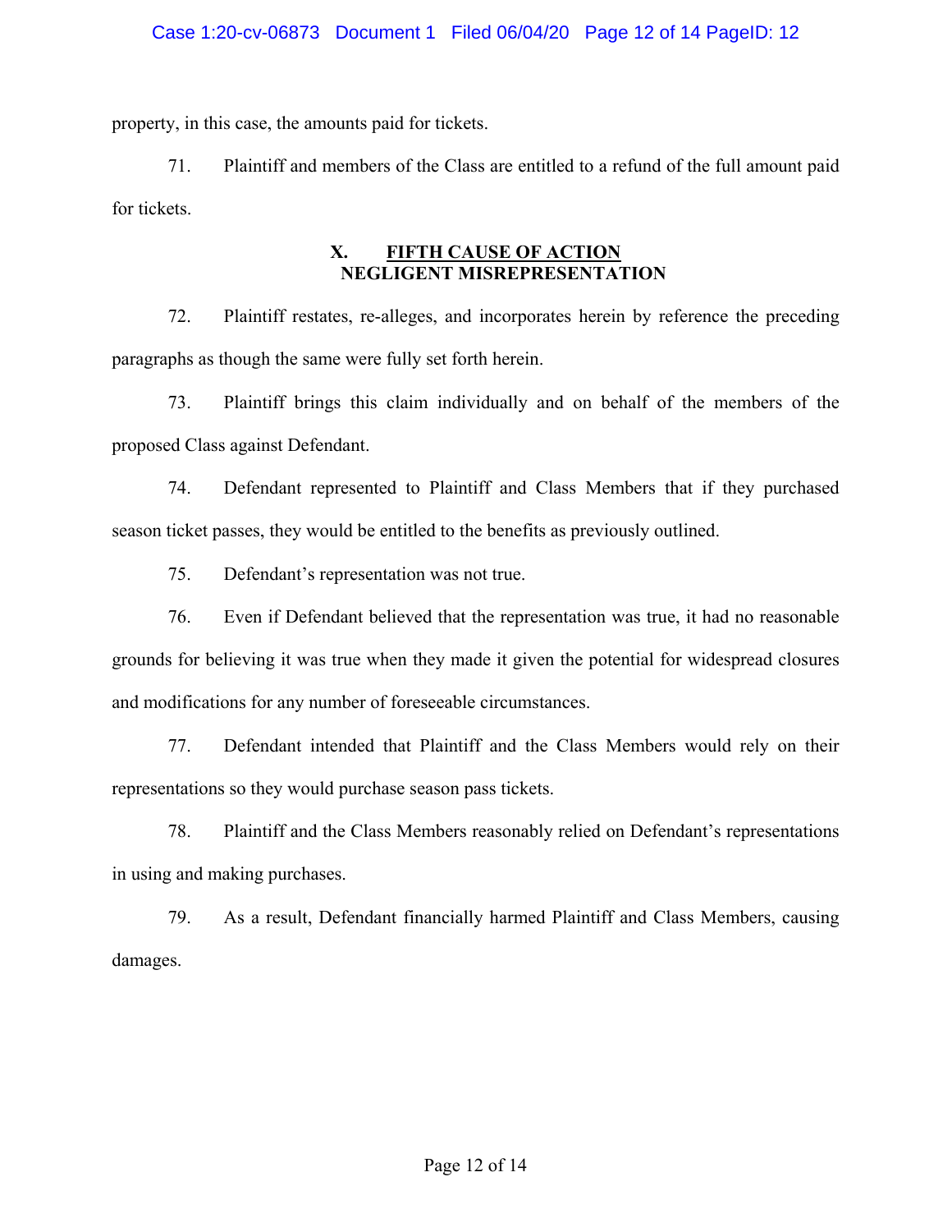property, in this case, the amounts paid for tickets.

71. Plaintiff and members of the Class are entitled to a refund of the full amount paid for tickets.

## X. FIFTH CAUSE OF ACTION
## NEGLIGENT MISREPRESENTATION

72. Plaintiff restates, re-alleges, and incorporates herein by reference the preceding paragraphs as though the same were fully set forth herein.

73. Plaintiff brings this claim individually and on behalf of the members of the proposed Class against Defendant.

74. Defendant represented to Plaintiff and Class Members that if they purchased season ticket passes, they would be entitled to the benefits as previously outlined.

75. Defendant's representation was not true.

76. Even if Defendant believed that the representation was true, it had no reasonable grounds for believing it was true when they made it given the potential for widespread closures and modifications for any number of foreseeable circumstances.

77. Defendant intended that Plaintiff and the Class Members would rely on their representations so they would purchase season pass tickets.

78. Plaintiff and the Class Members reasonably relied on Defendant's representations in using and making purchases.

79. As a result, Defendant financially harmed Plaintiff and Class Members, causing damages.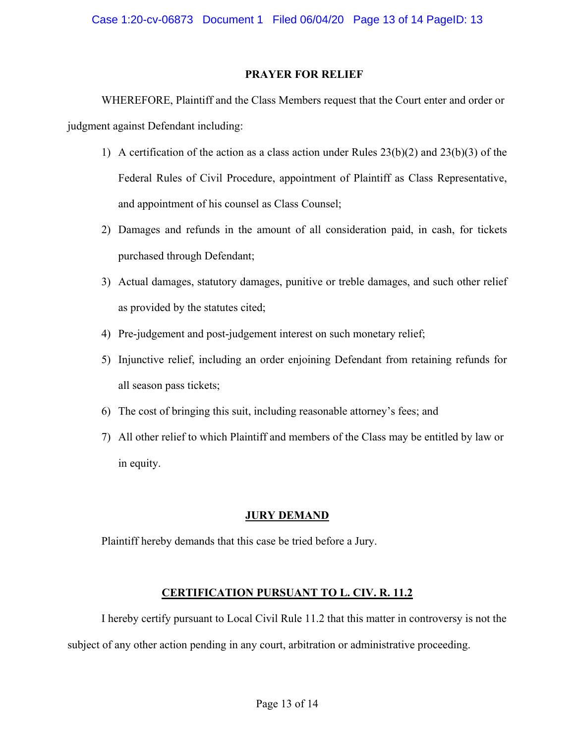## PRAYER FOR RELIEF

WHEREFORE, Plaintiff and the Class Members request that the Court enter and order or judgment against Defendant including:

1) A certification of the action as a class action under Rules 23(b)(2) and 23(b)(3) of the Federal Rules of Civil Procedure, appointment of Plaintiff as Class Representative, and appointment of his counsel as Class Counsel;
2) Damages and refunds in the amount of all consideration paid, in cash, for tickets purchased through Defendant;
3) Actual damages, statutory damages, punitive or treble damages, and such other relief as provided by the statutes cited;
4) Pre-judgement and post-judgement interest on such monetary relief;
5) Injunctive relief, including an order enjoining Defendant from retaining refunds for all season pass tickets;
6) The cost of bringing this suit, including reasonable attorney's fees; and
7) All other relief to which Plaintiff and members of the Class may be entitled by law or in equity.

## JURY DEMAND

Plaintiff hereby demands that this case be tried before a Jury.

## CERTIFICATION PURSUANT TO L. CIV. R. 11.2

I hereby certify pursuant to Local Civil Rule 11.2 that this matter in controversy is not the subject of any other action pending in any court, arbitration or administrative proceeding.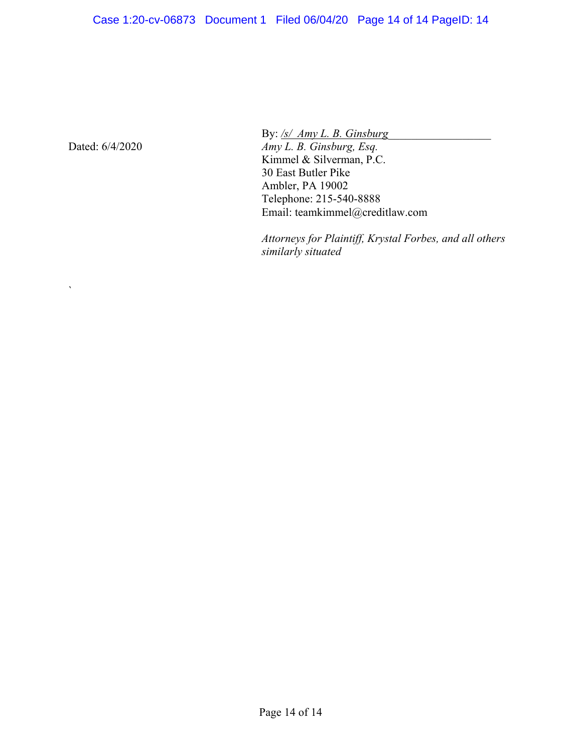Dated: 6/4/2020

By: /s/ Amy L. B. Ginsburg
*Amy L. B. Ginsburg, Esq.*
Kimmel & Silverman, P.C.
30 East Butler Pike
Ambler, PA 19002
Telephone: 215-540-8888
Email: teamkimmel@creditlaw.com

*Attorneys for Plaintiff, Krystal Forbes, and all others similarly situated*

`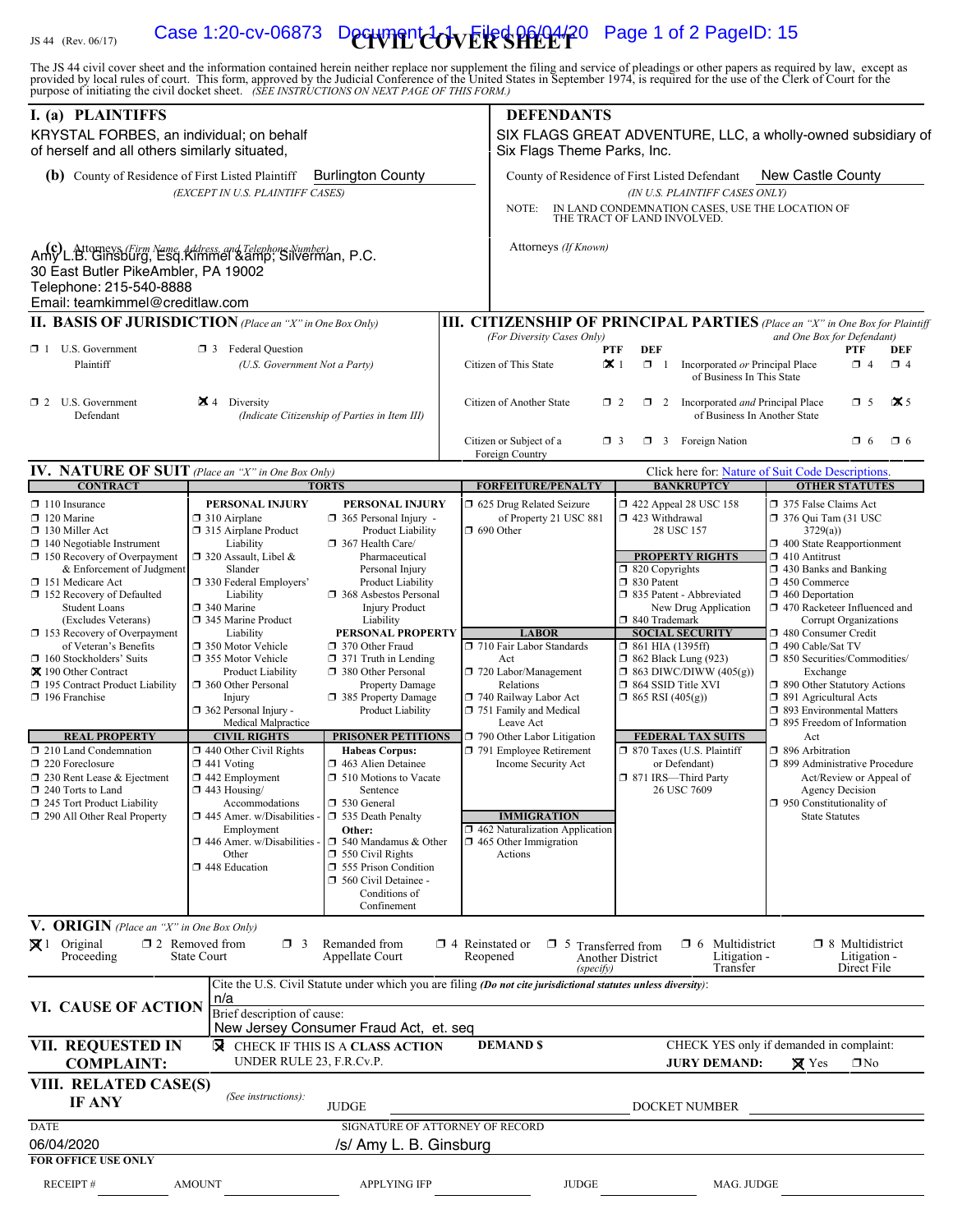JS 44 (Rev. 06/17)

# CIVIL COVER SHEET

The JS 44 civil cover sheet and the information contained herein neither replace nor supplement the filing and service of pleadings or other papers as required by law, except as provided by local rules of court. This form, approved by the Judicial Conference of the United States in September 1974, is required for the use of the Clerk of Court for the purpose of initiating the civil docket sheet. *(SEE INSTRUCTIONS ON NEXT PAGE OF THIS FORM.)*

## I. (a) PLAINTIFFS

KRYSTAL FORBES, an individual; on behalf of herself and all others similarly situated,

**(b)** County of Residence of First Listed Plaintiff: Burlington County
*(EXCEPT IN U.S. PLAINTIFF CASES)*

**(c)** Attorneys *(Firm Name, Address, and Telephone Number)*
Amy L.B. Ginsburg, Esq.Kimmel &amp; Silverman, P.C.
30 East Butler PikeAmbler, PA 19002
Telephone: 215-540-8888
Email: teamkimmel@creditlaw.com

## DEFENDANTS

SIX FLAGS GREAT ADVENTURE, LLC, a wholly-owned subsidiary of Six Flags Theme Parks, Inc.

County of Residence of First Listed Defendant: New Castle County
*(IN U.S. PLAINTIFF CASES ONLY)*

NOTE: IN LAND CONDEMNATION CASES, USE THE LOCATION OF THE TRACT OF LAND INVOLVED.

Attorneys *(If Known)*

## II. BASIS OF JURISDICTION *(Place an "X" in One Box Only)*

- ☐ 1 U.S. Government Plaintiff
- ☐ 3 Federal Question (U.S. Government Not a Party)
- ☐ 2 U.S. Government Defendant
- ☒ 4 Diversity (Indicate Citizenship of Parties in Item III)

## III. CITIZENSHIP OF PRINCIPAL PARTIES *(Place an "X" in One Box for Plaintiff and One Box for Defendant)* (For Diversity Cases Only)

| | PTF | DEF | | PTF | DEF |
|---|---|---|---|---|---|
| Citizen of This State | ☒ 1 | ☐ 1 | Incorporated *or* Principal Place of Business In This State | ☐ 4 | ☐ 4 |
| Citizen of Another State | ☐ 2 | ☐ 2 | Incorporated *and* Principal Place of Business In Another State | ☐ 5 | ☒ 5 |
| Citizen or Subject of a Foreign Country | ☐ 3 | ☐ 3 | Foreign Nation | ☐ 6 | ☐ 6 |

## IV. NATURE OF SUIT *(Place an "X" in One Box Only)*

Click here for: Nature of Suit Code Descriptions.

**CONTRACT**
- ☐ 110 Insurance
- ☐ 120 Marine
- ☐ 130 Miller Act
- ☐ 140 Negotiable Instrument
- ☐ 150 Recovery of Overpayment & Enforcement of Judgment
- ☐ 151 Medicare Act
- ☐ 152 Recovery of Defaulted Student Loans (Excludes Veterans)
- ☐ 153 Recovery of Overpayment of Veteran's Benefits
- ☐ 160 Stockholders' Suits
- ☒ 190 Other Contract
- ☐ 195 Contract Product Liability
- ☐ 196 Franchise

**REAL PROPERTY**
- ☐ 210 Land Condemnation
- ☐ 220 Foreclosure
- ☐ 230 Rent Lease & Ejectment
- ☐ 240 Torts to Land
- ☐ 245 Tort Product Liability
- ☐ 290 All Other Real Property

**TORTS — PERSONAL INJURY**
- ☐ 310 Airplane
- ☐ 315 Airplane Product Liability
- ☐ 320 Assault, Libel & Slander
- ☐ 330 Federal Employers' Liability
- ☐ 340 Marine
- ☐ 345 Marine Product Liability
- ☐ 350 Motor Vehicle
- ☐ 355 Motor Vehicle Product Liability
- ☐ 360 Other Personal Injury
- ☐ 362 Personal Injury - Medical Malpractice

**PERSONAL INJURY**
- ☐ 365 Personal Injury - Product Liability
- ☐ 367 Health Care/ Pharmaceutical Personal Injury Product Liability
- ☐ 368 Asbestos Personal Injury Product Liability

**PERSONAL PROPERTY**
- ☐ 370 Other Fraud
- ☐ 371 Truth in Lending
- ☐ 380 Other Personal Property Damage
- ☐ 385 Property Damage Product Liability

**CIVIL RIGHTS**
- ☐ 440 Other Civil Rights
- ☐ 441 Voting
- ☐ 442 Employment
- ☐ 443 Housing/ Accommodations
- ☐ 445 Amer. w/Disabilities - Employment
- ☐ 446 Amer. w/Disabilities - Other
- ☐ 448 Education

**PRISONER PETITIONS**
Habeas Corpus:
- ☐ 463 Alien Detainee
- ☐ 510 Motions to Vacate Sentence
- ☐ 530 General
- ☐ 535 Death Penalty

Other:
- ☐ 540 Mandamus & Other
- ☐ 550 Civil Rights
- ☐ 555 Prison Condition
- ☐ 560 Civil Detainee - Conditions of Confinement

**FORFEITURE/PENALTY**
- ☐ 625 Drug Related Seizure of Property 21 USC 881
- ☐ 690 Other

**LABOR**
- ☐ 710 Fair Labor Standards Act
- ☐ 720 Labor/Management Relations
- ☐ 740 Railway Labor Act
- ☐ 751 Family and Medical Leave Act
- ☐ 790 Other Labor Litigation
- ☐ 791 Employee Retirement Income Security Act

**IMMIGRATION**
- ☐ 462 Naturalization Application
- ☐ 465 Other Immigration Actions

**BANKRUPTCY**
- ☐ 422 Appeal 28 USC 158
- ☐ 423 Withdrawal 28 USC 157

**PROPERTY RIGHTS**
- ☐ 820 Copyrights
- ☐ 830 Patent
- ☐ 835 Patent - Abbreviated New Drug Application
- ☐ 840 Trademark

**SOCIAL SECURITY**
- ☐ 861 HIA (1395ff)
- ☐ 862 Black Lung (923)
- ☐ 863 DIWC/DIWW (405(g))
- ☐ 864 SSID Title XVI
- ☐ 865 RSI (405(g))

**FEDERAL TAX SUITS**
- ☐ 870 Taxes (U.S. Plaintiff or Defendant)
- ☐ 871 IRS—Third Party 26 USC 7609

**OTHER STATUTES**
- ☐ 375 False Claims Act
- ☐ 376 Qui Tam (31 USC 3729(a))
- ☐ 400 State Reapportionment
- ☐ 410 Antitrust
- ☐ 430 Banks and Banking
- ☐ 450 Commerce
- ☐ 460 Deportation
- ☐ 470 Racketeer Influenced and Corrupt Organizations
- ☐ 480 Consumer Credit
- ☐ 490 Cable/Sat TV
- ☐ 850 Securities/Commodities/ Exchange
- ☐ 890 Other Statutory Actions
- ☐ 891 Agricultural Acts
- ☐ 893 Environmental Matters
- ☐ 895 Freedom of Information Act
- ☐ 896 Arbitration
- ☐ 899 Administrative Procedure Act/Review or Appeal of Agency Decision
- ☐ 950 Constitutionality of State Statutes

## V. ORIGIN *(Place an "X" in One Box Only)*

- ☒ 1 Original Proceeding
- ☐ 2 Removed from State Court
- ☐ 3 Remanded from Appellate Court
- ☐ 4 Reinstated or Reopened
- ☐ 5 Transferred from Another District *(specify)*
- ☐ 6 Multidistrict Litigation - Transfer
- ☐ 8 Multidistrict Litigation - Direct File

## VI. CAUSE OF ACTION

Cite the U.S. Civil Statute under which you are filing *(Do not cite jurisdictional statutes unless diversity)*: n/a

Brief description of cause: New Jersey Consumer Fraud Act, et. seq

## VII. REQUESTED IN COMPLAINT:

☒ CHECK IF THIS IS A CLASS ACTION UNDER RULE 23, F.R.Cv.P.

**DEMAND $**

CHECK YES only if demanded in complaint: **JURY DEMAND:** ☒ Yes ☐ No

## VIII. RELATED CASE(S) IF ANY

*(See instructions):* JUDGE ______ DOCKET NUMBER ______

DATE: 06/04/2020

SIGNATURE OF ATTORNEY OF RECORD: /s/ Amy L. B. Ginsburg

**FOR OFFICE USE ONLY**

RECEIPT # ______ AMOUNT ______ APPLYING IFP ______ JUDGE ______ MAG. JUDGE ______